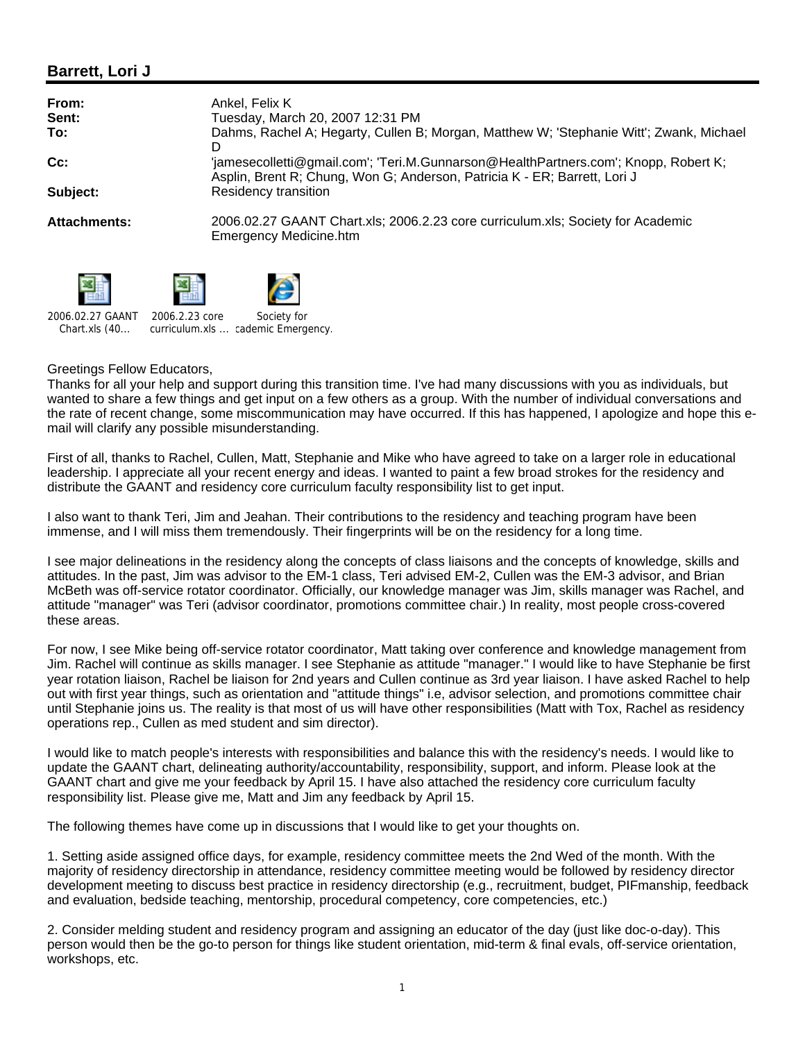## Barrett, Lori J

| | |
|---|---|
| **From:** | Ankel, Felix K |
| **Sent:** | Tuesday, March 20, 2007 12:31 PM |
| **To:** | Dahms, Rachel A; Hegarty, Cullen B; Morgan, Matthew W; 'Stephanie Witt'; Zwank, Michael D |
| **Cc:** | 'jamesecolletti@gmail.com'; 'Teri.M.Gunnarson@HealthPartners.com'; Knopp, Robert K; Asplin, Brent R; Chung, Won G; Anderson, Patricia K - ER; Barrett, Lori J |
| **Subject:** | Residency transition |
| **Attachments:** | 2006.02.27 GAANT Chart.xls; 2006.2.23 core curriculum.xls; Society for Academic Emergency Medicine.htm |

2006.02.27 GAANT Chart.xls (40... 2006.2.23 core curriculum.xls ... Society for Academic Emergency...

Greetings Fellow Educators,
Thanks for all your help and support during this transition time. I've had many discussions with you as individuals, but wanted to share a few things and get input on a few others as a group. With the number of individual conversations and the rate of recent change, some miscommunication may have occurred. If this has happened, I apologize and hope this e-mail will clarify any possible misunderstanding.

First of all, thanks to Rachel, Cullen, Matt, Stephanie and Mike who have agreed to take on a larger role in educational leadership. I appreciate all your recent energy and ideas. I wanted to paint a few broad strokes for the residency and distribute the GAANT and residency core curriculum faculty responsibility list to get input.

I also want to thank Teri, Jim and Jeahan. Their contributions to the residency and teaching program have been immense, and I will miss them tremendously. Their fingerprints will be on the residency for a long time.

I see major delineations in the residency along the concepts of class liaisons and the concepts of knowledge, skills and attitudes. In the past, Jim was advisor to the EM-1 class, Teri advised EM-2, Cullen was the EM-3 advisor, and Brian McBeth was off-service rotator coordinator. Officially, our knowledge manager was Jim, skills manager was Rachel, and attitude "manager" was Teri (advisor coordinator, promotions committee chair.) In reality, most people cross-covered these areas.

For now, I see Mike being off-service rotator coordinator, Matt taking over conference and knowledge management from Jim. Rachel will continue as skills manager. I see Stephanie as attitude "manager." I would like to have Stephanie be first year rotation liaison, Rachel be liaison for 2nd years and Cullen continue as 3rd year liaison. I have asked Rachel to help out with first year things, such as orientation and "attitude things" i.e, advisor selection, and promotions committee chair until Stephanie joins us. The reality is that most of us will have other responsibilities (Matt with Tox, Rachel as residency operations rep., Cullen as med student and sim director).

I would like to match people's interests with responsibilities and balance this with the residency's needs. I would like to update the GAANT chart, delineating authority/accountability, responsibility, support, and inform. Please look at the GAANT chart and give me your feedback by April 15. I have also attached the residency core curriculum faculty responsibility list. Please give me, Matt and Jim any feedback by April 15.

The following themes have come up in discussions that I would like to get your thoughts on.

1. Setting aside assigned office days, for example, residency committee meets the 2nd Wed of the month. With the majority of residency directorship in attendance, residency committee meeting would be followed by residency director development meeting to discuss best practice in residency directorship (e.g., recruitment, budget, PIFmanship, feedback and evaluation, bedside teaching, mentorship, procedural competency, core competencies, etc.)

2. Consider melding student and residency program and assigning an educator of the day (just like doc-o-day). This person would then be the go-to person for things like student orientation, mid-term & final evals, off-service orientation, workshops, etc.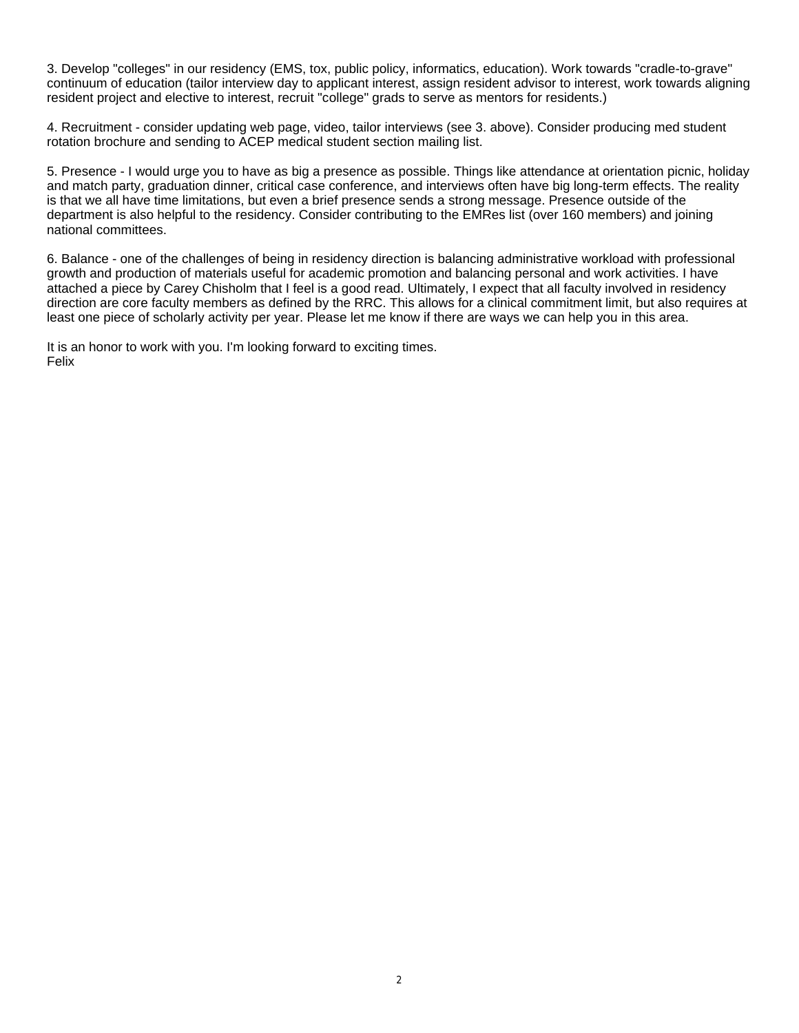3. Develop "colleges" in our residency (EMS, tox, public policy, informatics, education). Work towards "cradle-to-grave" continuum of education (tailor interview day to applicant interest, assign resident advisor to interest, work towards aligning resident project and elective to interest, recruit "college" grads to serve as mentors for residents.)

4. Recruitment - consider updating web page, video, tailor interviews (see 3. above). Consider producing med student rotation brochure and sending to ACEP medical student section mailing list.

5. Presence - I would urge you to have as big a presence as possible. Things like attendance at orientation picnic, holiday and match party, graduation dinner, critical case conference, and interviews often have big long-term effects. The reality is that we all have time limitations, but even a brief presence sends a strong message. Presence outside of the department is also helpful to the residency. Consider contributing to the EMRes list (over 160 members) and joining national committees.

6. Balance - one of the challenges of being in residency direction is balancing administrative workload with professional growth and production of materials useful for academic promotion and balancing personal and work activities. I have attached a piece by Carey Chisholm that I feel is a good read. Ultimately, I expect that all faculty involved in residency direction are core faculty members as defined by the RRC. This allows for a clinical commitment limit, but also requires at least one piece of scholarly activity per year. Please let me know if there are ways we can help you in this area.

It is an honor to work with you. I'm looking forward to exciting times.
Felix